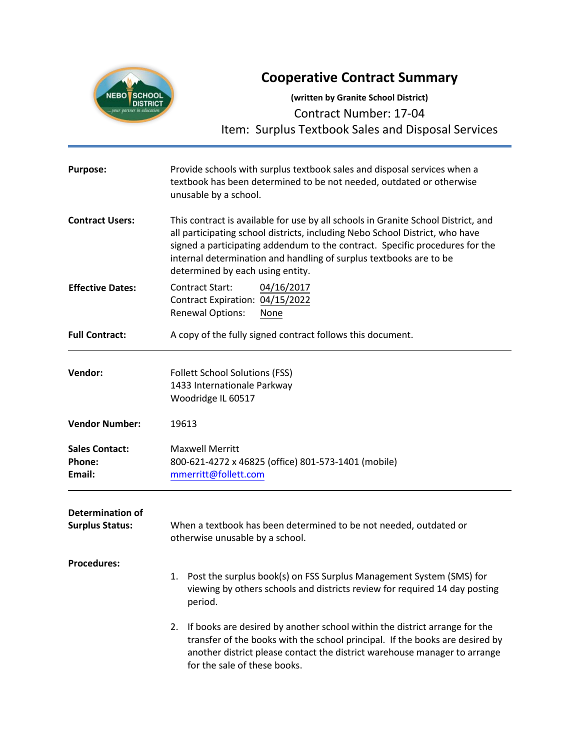# Cooperative Contract Summary

**(written by Granite School District)**

Contract Number: 17-04

Item: Surplus Textbook Sales and Disposal Services

---

**Purpose:** Provide schools with surplus textbook sales and disposal services when a textbook has been determined to be not needed, outdated or otherwise unusable by a school.

**Contract Users:** This contract is available for use by all schools in Granite School District, and all participating school districts, including Nebo School District, who have signed a participating addendum to the contract. Specific procedures for the internal determination and handling of surplus textbooks are to be determined by each using entity.

**Effective Dates:**
Contract Start: 04/16/2017
Contract Expiration: 04/15/2022
Renewal Options: None

**Full Contract:** A copy of the fully signed contract follows this document.

---

**Vendor:**
Follett School Solutions (FSS)
1433 Internationale Parkway
Woodridge IL 60517

**Vendor Number:** 19613

**Sales Contact:** Maxwell Merritt
**Phone:** 800-621-4272 x 46825 (office) 801-573-1401 (mobile)
**Email:** mmerritt@follett.com

---

**Determination of Surplus Status:** When a textbook has been determined to be not needed, outdated or otherwise unusable by a school.

**Procedures:**

1. Post the surplus book(s) on FSS Surplus Management System (SMS) for viewing by others schools and districts review for required 14 day posting period.
2. If books are desired by another school within the district arrange for the transfer of the books with the school principal. If the books are desired by another district please contact the district warehouse manager to arrange for the sale of these books.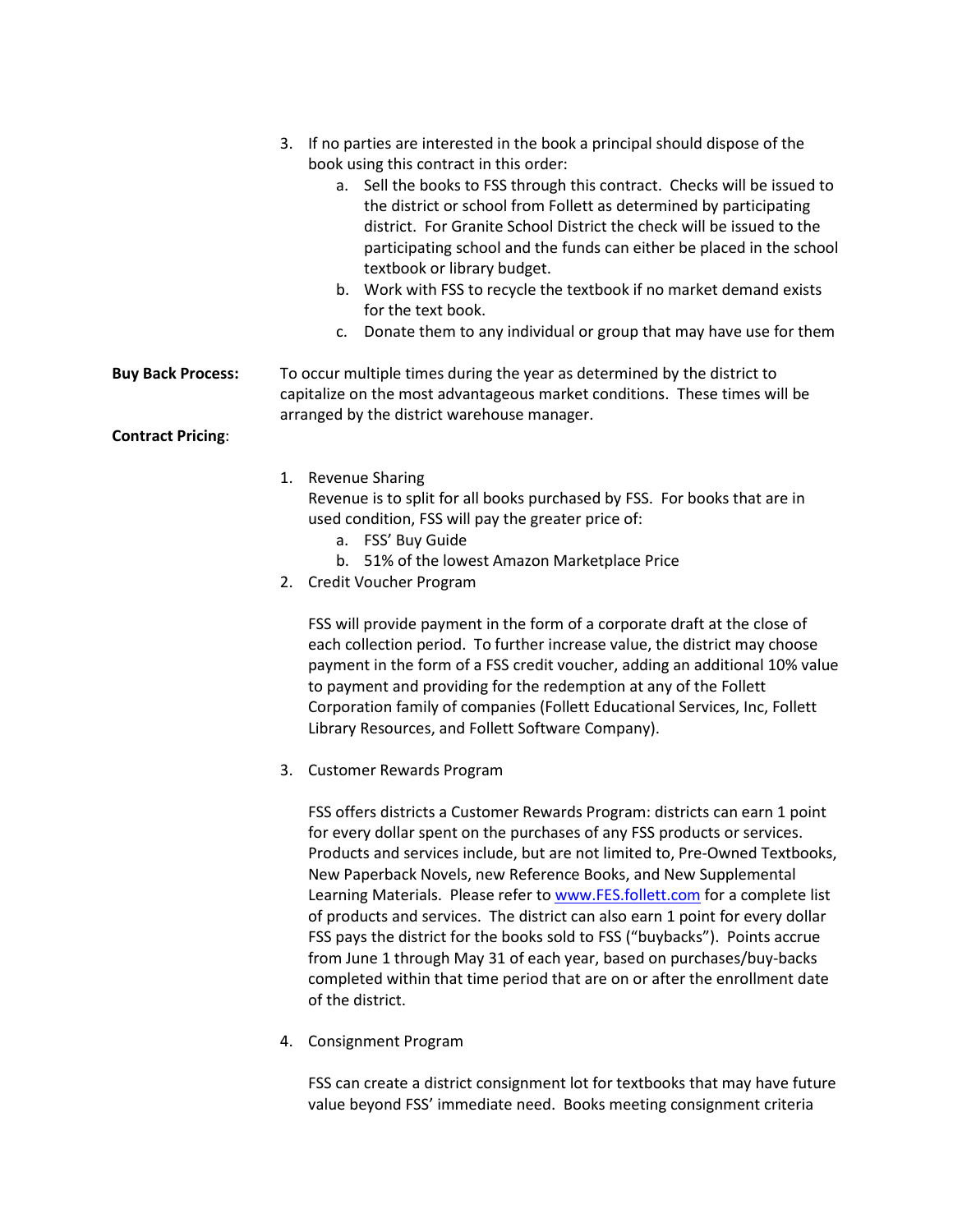3. If no parties are interested in the book a principal should dispose of the book using this contract in this order:
   a. Sell the books to FSS through this contract. Checks will be issued to the district or school from Follett as determined by participating district. For Granite School District the check will be issued to the participating school and the funds can either be placed in the school textbook or library budget.
   b. Work with FSS to recycle the textbook if no market demand exists for the text book.
   c. Donate them to any individual or group that may have use for them

**Buy Back Process:** To occur multiple times during the year as determined by the district to capitalize on the most advantageous market conditions. These times will be arranged by the district warehouse manager.

**Contract Pricing**:

1. Revenue Sharing
   Revenue is to split for all books purchased by FSS. For books that are in used condition, FSS will pay the greater price of:
   a. FSS' Buy Guide
   b. 51% of the lowest Amazon Marketplace Price
2. Credit Voucher Program

   FSS will provide payment in the form of a corporate draft at the close of each collection period. To further increase value, the district may choose payment in the form of a FSS credit voucher, adding an additional 10% value to payment and providing for the redemption at any of the Follett Corporation family of companies (Follett Educational Services, Inc, Follett Library Resources, and Follett Software Company).

3. Customer Rewards Program

   FSS offers districts a Customer Rewards Program: districts can earn 1 point for every dollar spent on the purchases of any FSS products or services. Products and services include, but are not limited to, Pre-Owned Textbooks, New Paperback Novels, new Reference Books, and New Supplemental Learning Materials. Please refer to [www.FES.follett.com](http://www.FES.follett.com) for a complete list of products and services. The district can also earn 1 point for every dollar FSS pays the district for the books sold to FSS ("buybacks"). Points accrue from June 1 through May 31 of each year, based on purchases/buy-backs completed within that time period that are on or after the enrollment date of the district.

4. Consignment Program

   FSS can create a district consignment lot for textbooks that may have future value beyond FSS' immediate need. Books meeting consignment criteria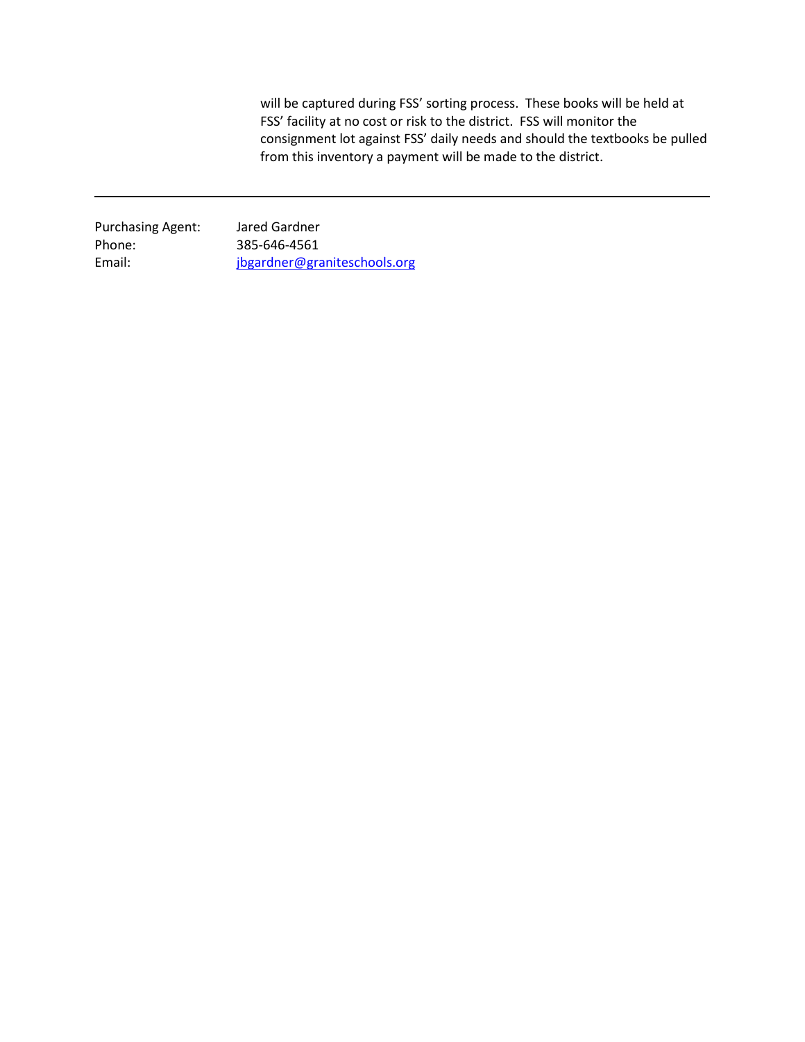will be captured during FSS' sorting process. These books will be held at FSS' facility at no cost or risk to the district. FSS will monitor the consignment lot against FSS' daily needs and should the textbooks be pulled from this inventory a payment will be made to the district.

---

| | |
|---|---|
| Purchasing Agent: | Jared Gardner |
| Phone: | 385-646-4561 |
| Email: | jbgardner@graniteschools.org |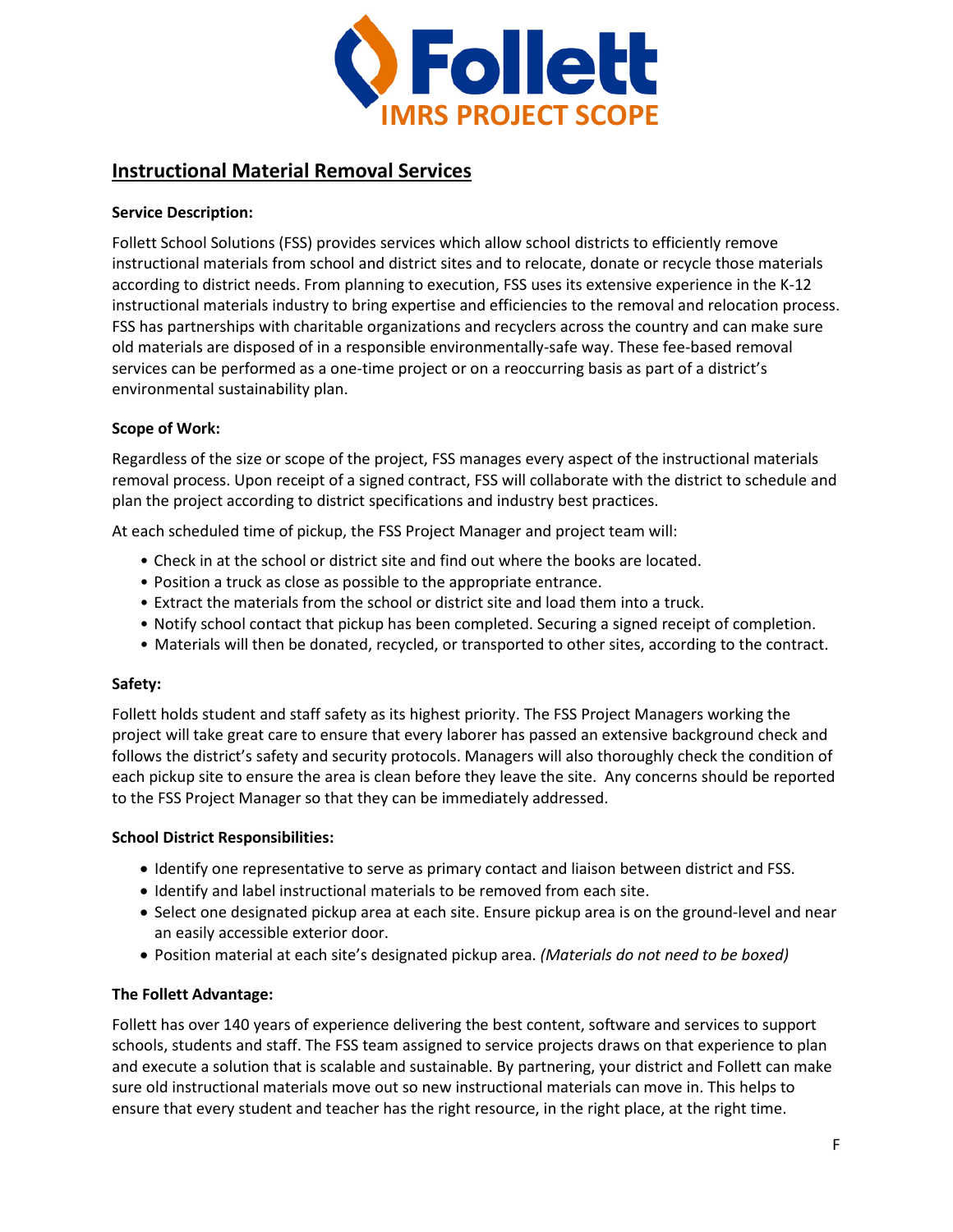# Follett

## IMRS PROJECT SCOPE

## Instructional Material Removal Services

**Service Description:**

Follett School Solutions (FSS) provides services which allow school districts to efficiently remove instructional materials from school and district sites and to relocate, donate or recycle those materials according to district needs. From planning to execution, FSS uses its extensive experience in the K-12 instructional materials industry to bring expertise and efficiencies to the removal and relocation process. FSS has partnerships with charitable organizations and recyclers across the country and can make sure old materials are disposed of in a responsible environmentally-safe way. These fee-based removal services can be performed as a one-time project or on a reoccurring basis as part of a district's environmental sustainability plan.

**Scope of Work:**

Regardless of the size or scope of the project, FSS manages every aspect of the instructional materials removal process. Upon receipt of a signed contract, FSS will collaborate with the district to schedule and plan the project according to district specifications and industry best practices.

At each scheduled time of pickup, the FSS Project Manager and project team will:

- Check in at the school or district site and find out where the books are located.
- Position a truck as close as possible to the appropriate entrance.
- Extract the materials from the school or district site and load them into a truck.
- Notify school contact that pickup has been completed. Securing a signed receipt of completion.
- Materials will then be donated, recycled, or transported to other sites, according to the contract.

**Safety:**

Follett holds student and staff safety as its highest priority. The FSS Project Managers working the project will take great care to ensure that every laborer has passed an extensive background check and follows the district's safety and security protocols. Managers will also thoroughly check the condition of each pickup site to ensure the area is clean before they leave the site. Any concerns should be reported to the FSS Project Manager so that they can be immediately addressed.

**School District Responsibilities:**

- Identify one representative to serve as primary contact and liaison between district and FSS.
- Identify and label instructional materials to be removed from each site.
- Select one designated pickup area at each site. Ensure pickup area is on the ground-level and near an easily accessible exterior door.
- Position material at each site's designated pickup area. *(Materials do not need to be boxed)*

**The Follett Advantage:**

Follett has over 140 years of experience delivering the best content, software and services to support schools, students and staff. The FSS team assigned to service projects draws on that experience to plan and execute a solution that is scalable and sustainable. By partnering, your district and Follett can make sure old instructional materials move out so new instructional materials can move in. This helps to ensure that every student and teacher has the right resource, in the right place, at the right time.

F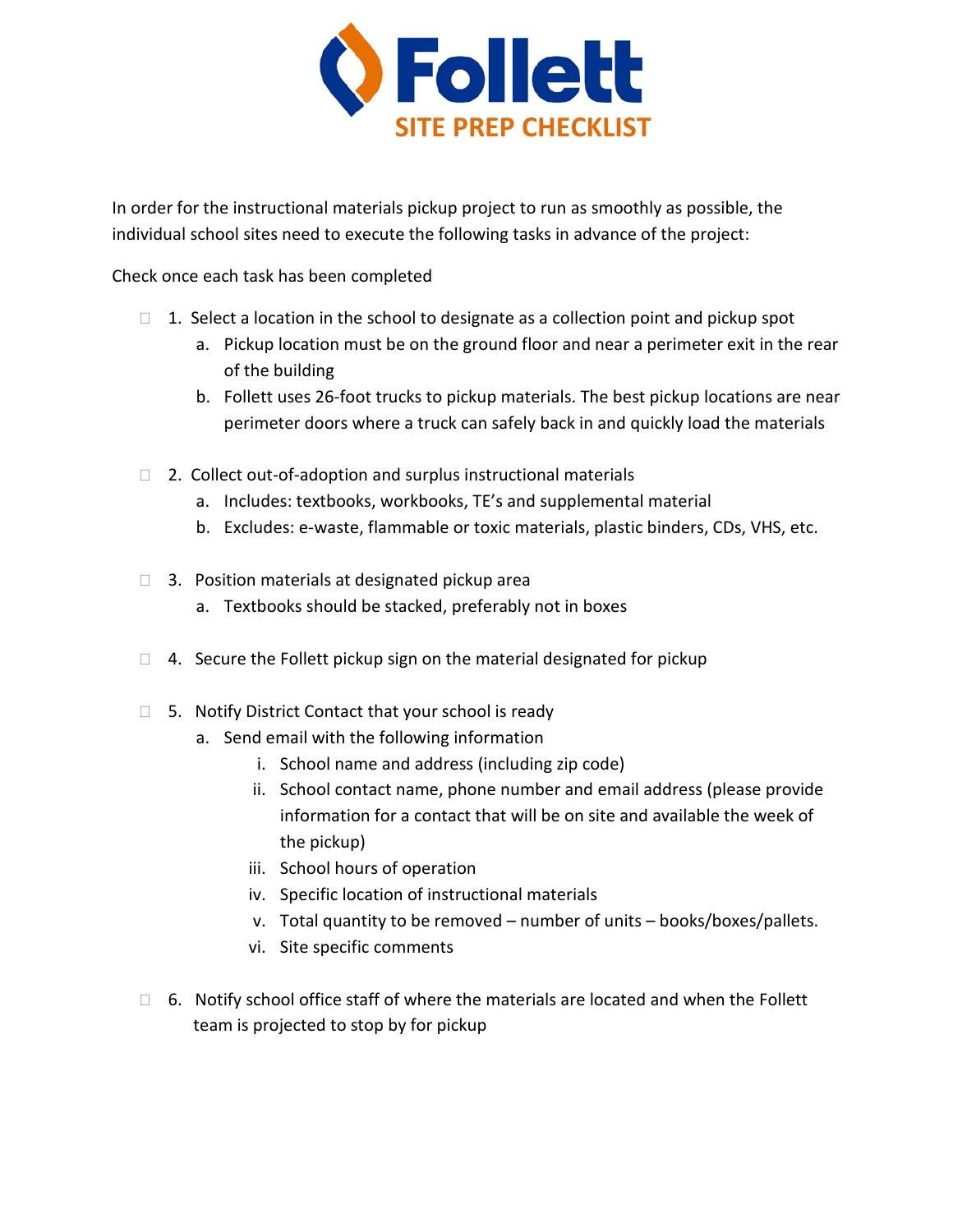# Follett

## SITE PREP CHECKLIST

In order for the instructional materials pickup project to run as smoothly as possible, the individual school sites need to execute the following tasks in advance of the project:

Check once each task has been completed

- [ ] 1. Select a location in the school to designate as a collection point and pickup spot
    - a. Pickup location must be on the ground floor and near a perimeter exit in the rear of the building
    - b. Follett uses 26-foot trucks to pickup materials. The best pickup locations are near perimeter doors where a truck can safely back in and quickly load the materials

- [ ] 2. Collect out-of-adoption and surplus instructional materials
    - a. Includes: textbooks, workbooks, TE's and supplemental material
    - b. Excludes: e-waste, flammable or toxic materials, plastic binders, CDs, VHS, etc.

- [ ] 3. Position materials at designated pickup area
    - a. Textbooks should be stacked, preferably not in boxes

- [ ] 4. Secure the Follett pickup sign on the material designated for pickup

- [ ] 5. Notify District Contact that your school is ready
    - a. Send email with the following information
        - i. School name and address (including zip code)
        - ii. School contact name, phone number and email address (please provide information for a contact that will be on site and available the week of the pickup)
        - iii. School hours of operation
        - iv. Specific location of instructional materials
        - v. Total quantity to be removed – number of units – books/boxes/pallets.
        - vi. Site specific comments

- [ ] 6. Notify school office staff of where the materials are located and when the Follett team is projected to stop by for pickup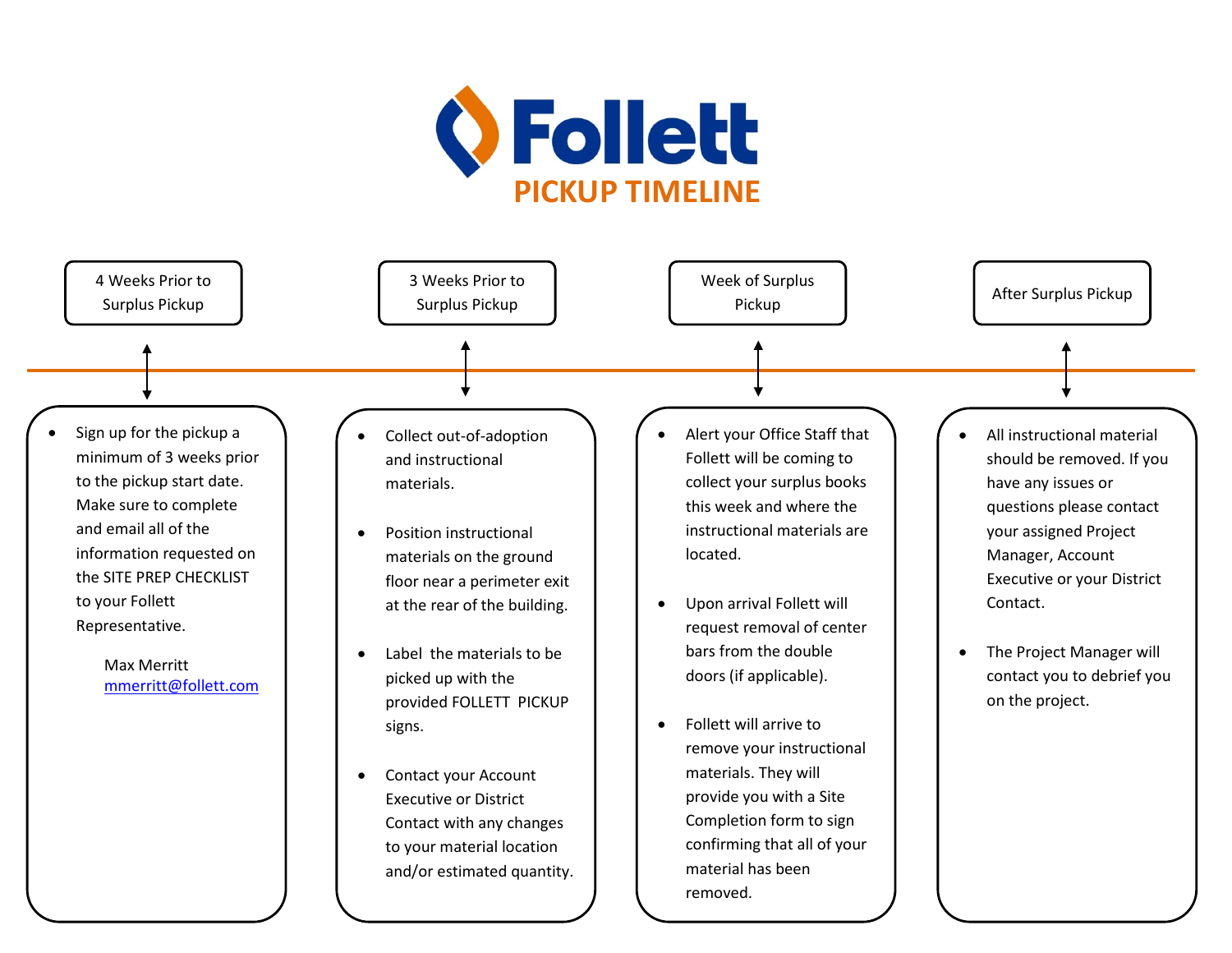# Follett

## PICKUP TIMELINE

### 4 Weeks Prior to Surplus Pickup

- Sign up for the pickup a minimum of 3 weeks prior to the pickup start date. Make sure to complete and email all of the information requested on the SITE PREP CHECKLIST to your Follett Representative.

  Max Merritt
  mmerritt@follett.com

### 3 Weeks Prior to Surplus Pickup

- Collect out-of-adoption and instructional materials.
- Position instructional materials on the ground floor near a perimeter exit at the rear of the building.
- Label the materials to be picked up with the provided FOLLETT PICKUP signs.
- Contact your Account Executive or District Contact with any changes to your material location and/or estimated quantity.

### Week of Surplus Pickup

- Alert your Office Staff that Follett will be coming to collect your surplus books this week and where the instructional materials are located.
- Upon arrival Follett will request removal of center bars from the double doors (if applicable).
- Follett will arrive to remove your instructional materials. They will provide you with a Site Completion form to sign confirming that all of your material has been removed.

### After Surplus Pickup

- All instructional material should be removed. If you have any issues or questions please contact your assigned Project Manager, Account Executive or your District Contact.
- The Project Manager will contact you to debrief you on the project.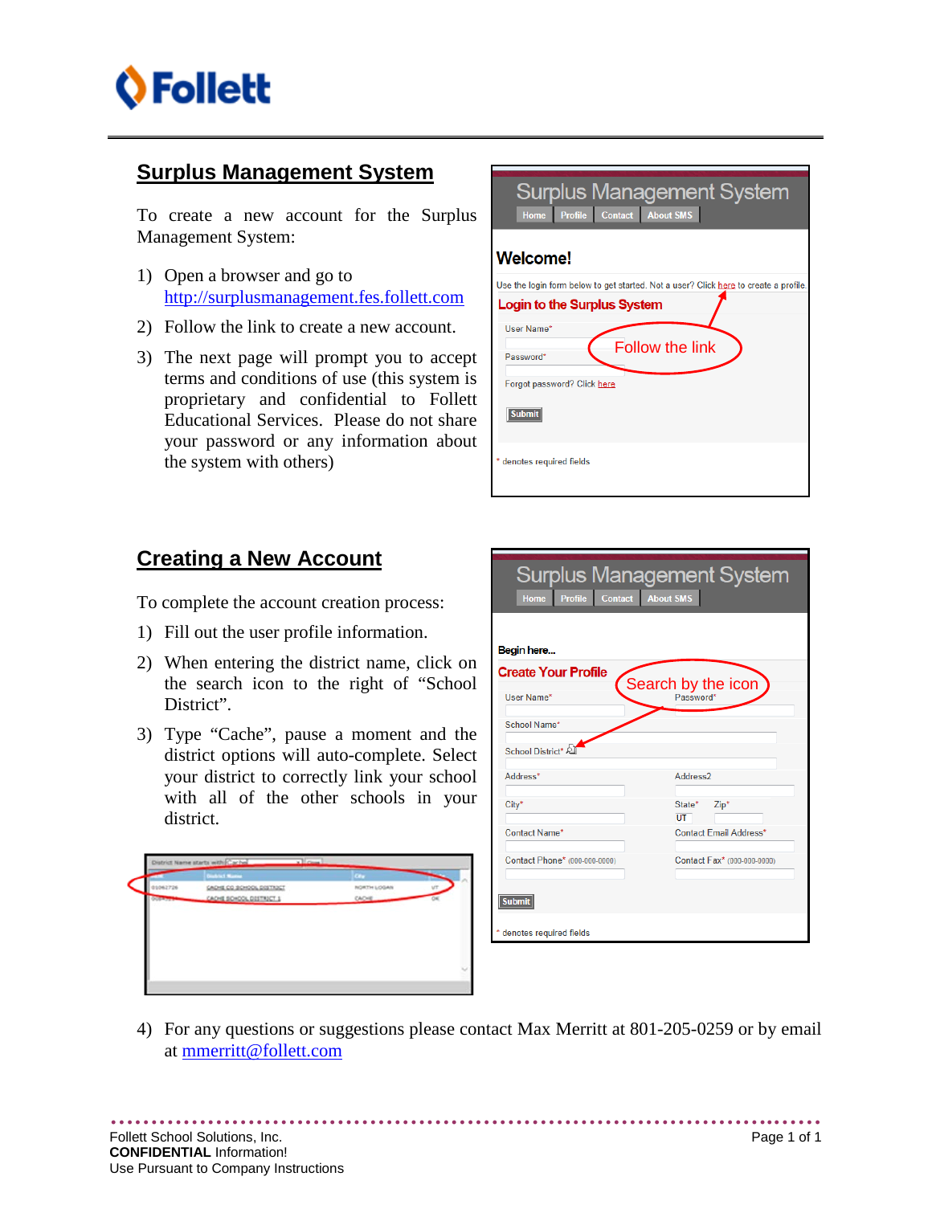## Surplus Management System

To create a new account for the Surplus Management System:

1) Open a browser and go to http://surplusmanagement.fes.follett.com
2) Follow the link to create a new account.
3) The next page will prompt you to accept terms and conditions of use (this system is proprietary and confidential to Follett Educational Services. Please do not share your password or any information about the system with others)

## Creating a New Account

To complete the account creation process:

1) Fill out the user profile information.
2) When entering the district name, click on the search icon to the right of "School District".
3) Type "Cache", pause a moment and the district options will auto-complete. Select your district to correctly link your school with all of the other schools in your district.
4) For any questions or suggestions please contact Max Merritt at 801-205-0259 or by email at mmerritt@follett.com

Follett School Solutions, Inc.
**CONFIDENTIAL** Information!
Use Pursuant to Company Instructions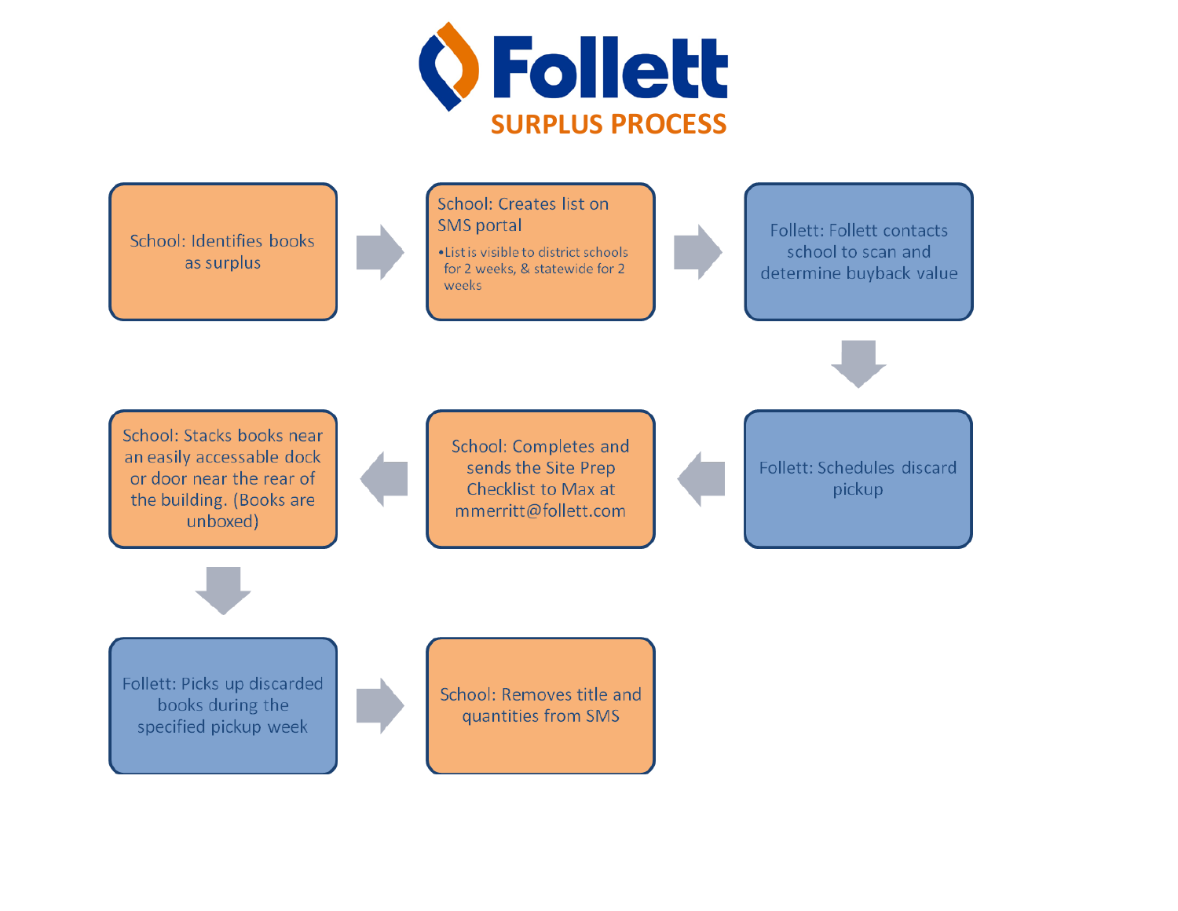# Follett

## SURPLUS PROCESS

1. School: Identifies books as surplus
2. School: Creates list on SMS portal
   - List is visible to district schools for 2 weeks, & statewide for 2 weeks
3. Follett: Follett contacts school to scan and determine buyback value
4. Follett: Schedules discard pickup
5. School: Completes and sends the Site Prep Checklist to Max at mmerritt@follett.com
6. School: Stacks books near an easily accessable dock or door near the rear of the building. (Books are unboxed)
7. Follett: Picks up discarded books during the specified pickup week
8. School: Removes title and quantities from SMS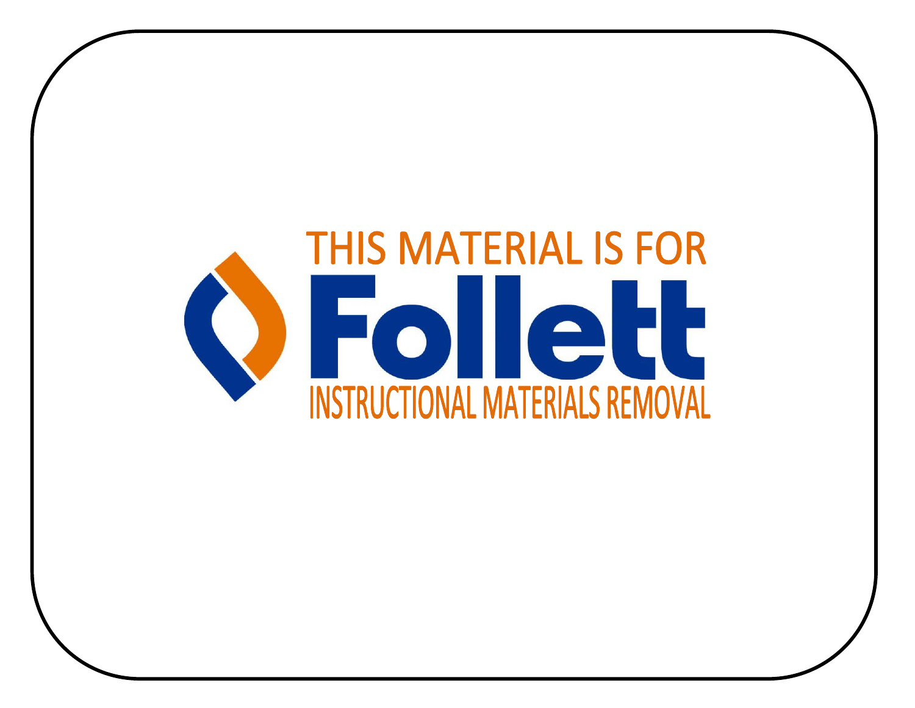THIS MATERIAL IS FOR

**Follett**

INSTRUCTIONAL MATERIALS REMOVAL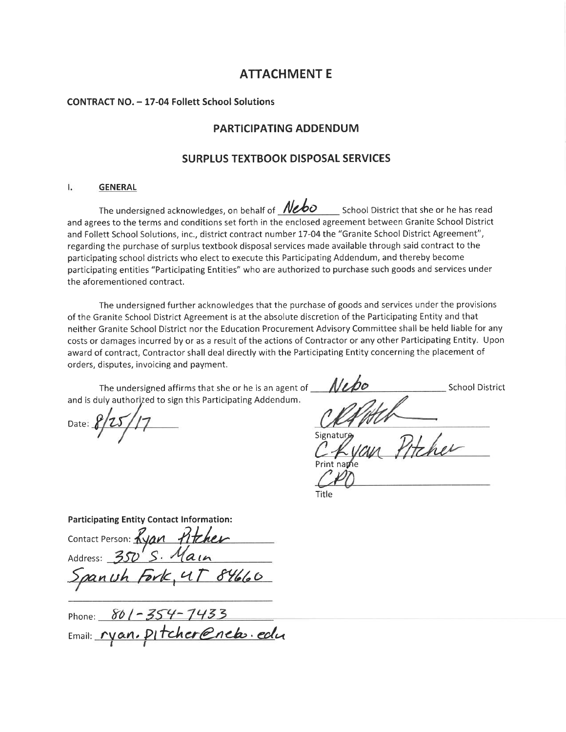# ATTACHMENT E

**CONTRACT NO. – 17-04 Follett School Solutions**

## PARTICIPATING ADDENDUM

## SURPLUS TEXTBOOK DISPOSAL SERVICES

I. **GENERAL**

The undersigned acknowledges, on behalf of Nebo School District that she or he has read and agrees to the terms and conditions set forth in the enclosed agreement between Granite School District and Follett School Solutions, inc., district contract number 17-04 the "Granite School District Agreement", regarding the purchase of surplus textbook disposal services made available through said contract to the participating school districts who elect to execute this Participating Addendum, and thereby become participating entities "Participating Entities" who are authorized to purchase such goods and services under the aforementioned contract.

The undersigned further acknowledges that the purchase of goods and services under the provisions of the Granite School District Agreement is at the absolute discretion of the Participating Entity and that neither Granite School District nor the Education Procurement Advisory Committee shall be held liable for any costs or damages incurred by or as a result of the actions of Contractor or any other Participating Entity. Upon award of contract, Contractor shall deal directly with the Participating Entity concerning the placement of orders, disputes, invoicing and payment.

The undersigned affirms that she or he is an agent of Nebo School District and is duly authorized to sign this Participating Addendum.

Date: 8/25/17

CRPitch
Signature

C. Ryan Pitcher
Print name

CPO
Title

**Participating Entity Contact Information:**

Contact Person: Ryan Pitcher

Address: 350 S. Main
Spanish Fork, UT 84660

Phone: 801-354-7433

Email: ryan.pitcher@nebo.edu